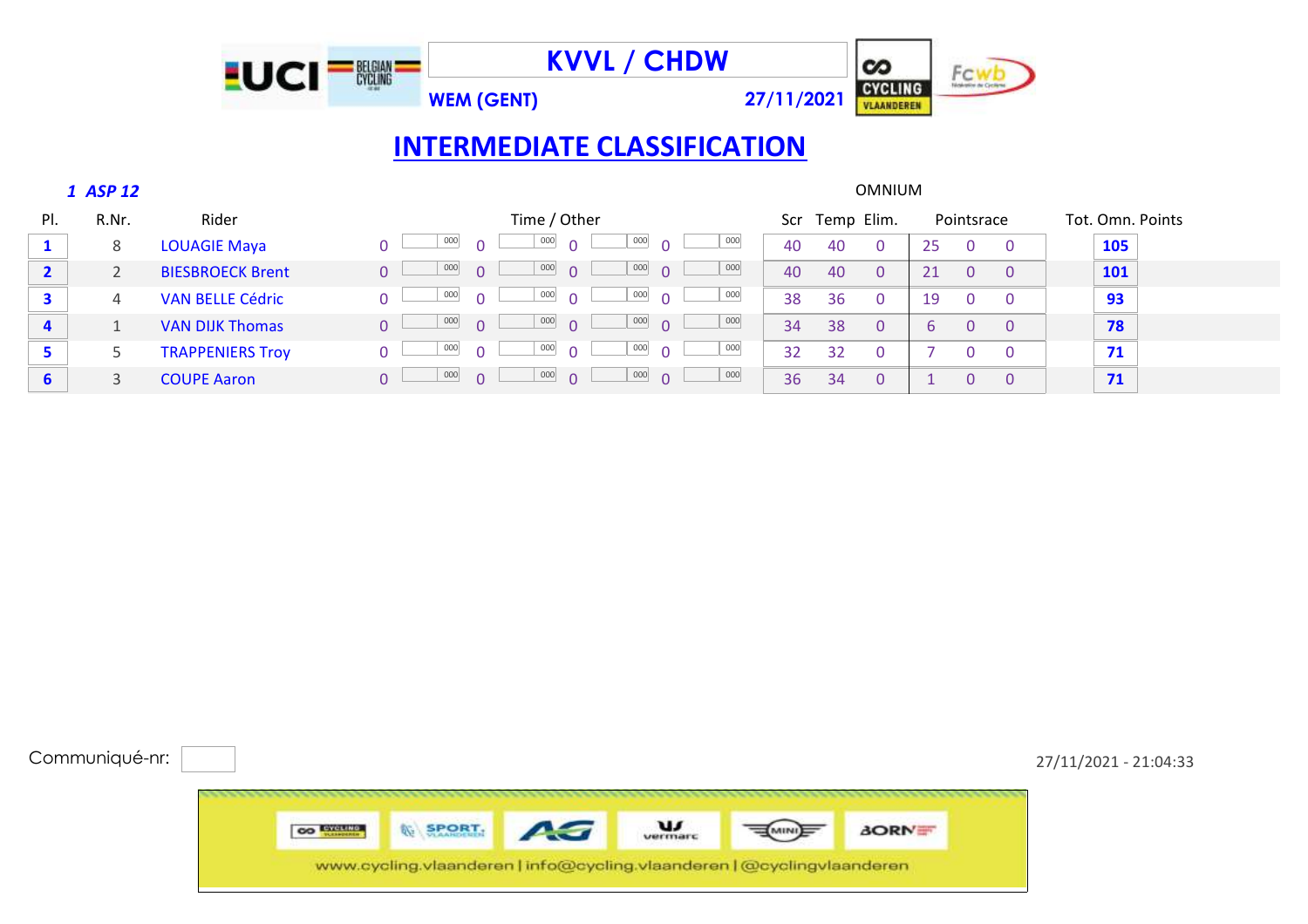# KVVL / CHDW

WEM (GENT) 27/11/2021

## INTERMEDIATE CLASSIFICATION

*1 ASP 12*

OMNIUM

| Pl. | R.Nr. | Rider | Time / Other | | | | | | | | Scr | Temp | Elim. | Pointsrace | | | Tot. Omn. Points |
|---|---|---|---|---|---|---|---|---|---|---|---|---|---|---|---|---|---|
| 1 | 8 | LOUAGIE Maya | 0 | 000 | 0 | 000 | 0 | 000 | 0 | 000 | 40 | 40 | 0 | 25 | 0 | 0 | 105 |
| 2 | 2 | BIESBROECK Brent | 0 | 000 | 0 | 000 | 0 | 000 | 0 | 000 | 40 | 40 | 0 | 21 | 0 | 0 | 101 |
| 3 | 4 | VAN BELLE Cédric | 0 | 000 | 0 | 000 | 0 | 000 | 0 | 000 | 38 | 36 | 0 | 19 | 0 | 0 | 93 |
| 4 | 1 | VAN DIJK Thomas | 0 | 000 | 0 | 000 | 0 | 000 | 0 | 000 | 34 | 38 | 0 | 6 | 0 | 0 | 78 |
| 5 | 5 | TRAPPENIERS Troy | 0 | 000 | 0 | 000 | 0 | 000 | 0 | 000 | 32 | 32 | 0 | 7 | 0 | 0 | 71 |
| 6 | 3 | COUPE Aaron | 0 | 000 | 0 | 000 | 0 | 000 | 0 | 000 | 36 | 34 | 0 | 1 | 0 | 0 | 71 |

Communiqué-nr:

27/11/2021 - 21:04:33

www.cycling.vlaanderen | info@cycling.vlaanderen | @cyclingvlaanderen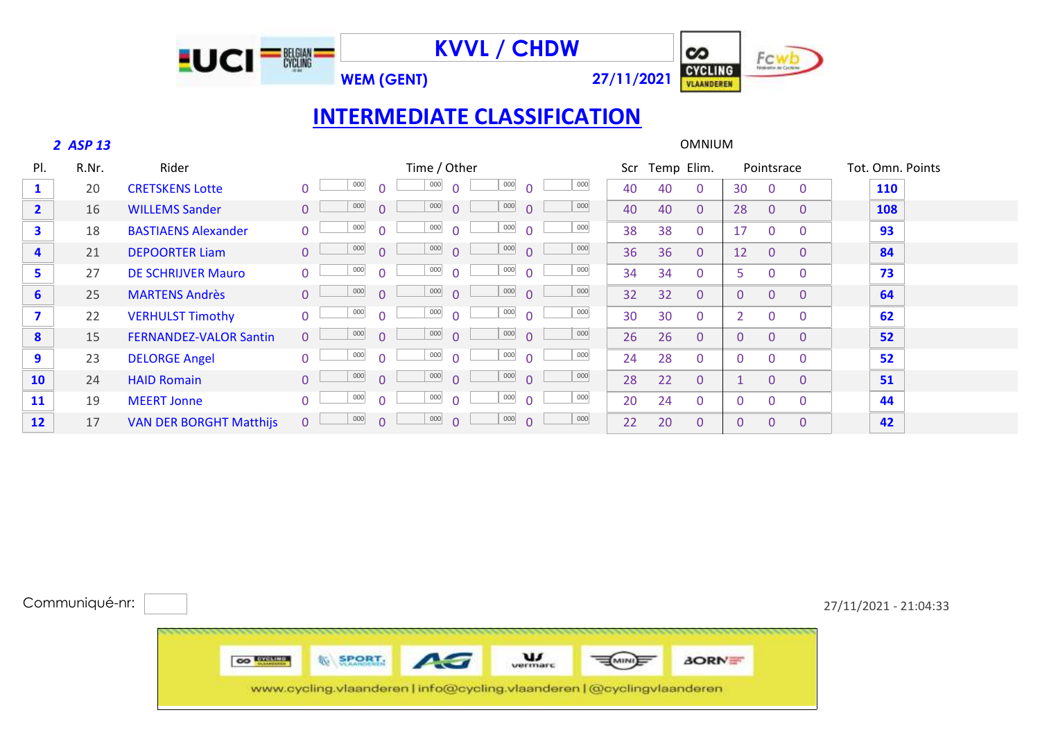# KVVL / CHDW

**WEM (GENT)** **27/11/2021**

## INTERMEDIATE CLASSIFICATION

***2 ASP 13***

OMNIUM

| Pl. | R.Nr. | Rider | Time / Other | | | | Scr | Temp | Elim. | Pointsrace | | | Tot. Omn. Points |
|---|---|---|---|---|---|---|---|---|---|---|---|---|---|
| 1 | 20 | CRETSKENS Lotte | 0 | 0 | 0 | 0 | 40 | 40 | 0 | 30 | 0 | 0 | 110 |
| 2 | 16 | WILLEMS Sander | 0 | 0 | 0 | 0 | 40 | 40 | 0 | 28 | 0 | 0 | 108 |
| 3 | 18 | BASTIAENS Alexander | 0 | 0 | 0 | 0 | 38 | 38 | 0 | 17 | 0 | 0 | 93 |
| 4 | 21 | DEPOORTER Liam | 0 | 0 | 0 | 0 | 36 | 36 | 0 | 12 | 0 | 0 | 84 |
| 5 | 27 | DE SCHRIJVER Mauro | 0 | 0 | 0 | 0 | 34 | 34 | 0 | 5 | 0 | 0 | 73 |
| 6 | 25 | MARTENS Andrès | 0 | 0 | 0 | 0 | 32 | 32 | 0 | 0 | 0 | 0 | 64 |
| 7 | 22 | VERHULST Timothy | 0 | 0 | 0 | 0 | 30 | 30 | 0 | 2 | 0 | 0 | 62 |
| 8 | 15 | FERNANDEZ-VALOR Santin | 0 | 0 | 0 | 0 | 26 | 26 | 0 | 0 | 0 | 0 | 52 |
| 9 | 23 | DELORGE Angel | 0 | 0 | 0 | 0 | 24 | 28 | 0 | 0 | 0 | 0 | 52 |
| 10 | 24 | HAID Romain | 0 | 0 | 0 | 0 | 28 | 22 | 0 | 1 | 0 | 0 | 51 |
| 11 | 19 | MEERT Jonne | 0 | 0 | 0 | 0 | 20 | 24 | 0 | 0 | 0 | 0 | 44 |
| 12 | 17 | VAN DER BORGHT Matthijs | 0 | 0 | 0 | 0 | 22 | 20 | 0 | 0 | 0 | 0 | 42 |

Communiqué-nr:

27/11/2021 - 21:04:33

www.cycling.vlaanderen | info@cycling.vlaanderen | @cyclingvlaanderen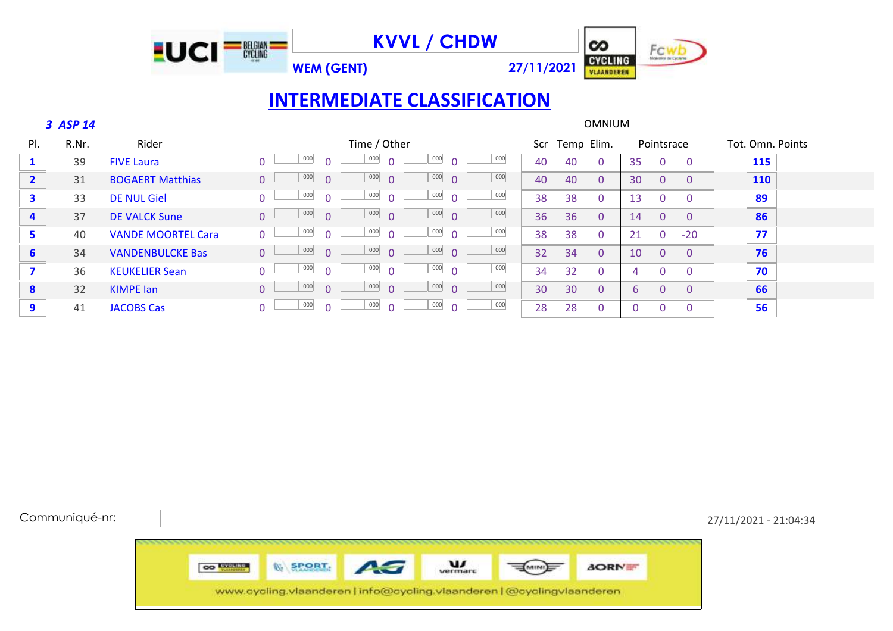# KVVL / CHDW

**WEM (GENT)** **27/11/2021**

## INTERMEDIATE CLASSIFICATION

***3 ASP 14*** OMNIUM

| Pl. | R.Nr. | Rider | Time / Other | | | | | | | | Scr | Temp | Elim. | Pointsrace | | | Tot. Omn. Points |
|---|---|---|---|---|---|---|---|---|---|---|---|---|---|---|---|---|---|
| **1** | 39 | FIVE Laura | 0 | 000 | 0 | 000 | 0 | 000 | 0 | 000 | 40 | 40 | 0 | 35 | 0 | 0 | **115** |
| **2** | 31 | BOGAERT Matthias | 0 | 000 | 0 | 000 | 0 | 000 | 0 | 000 | 40 | 40 | 0 | 30 | 0 | 0 | **110** |
| **3** | 33 | DE NUL Giel | 0 | 000 | 0 | 000 | 0 | 000 | 0 | 000 | 38 | 38 | 0 | 13 | 0 | 0 | **89** |
| **4** | 37 | DE VALCK Sune | 0 | 000 | 0 | 000 | 0 | 000 | 0 | 000 | 36 | 36 | 0 | 14 | 0 | 0 | **86** |
| **5** | 40 | VANDE MOORTEL Cara | 0 | 000 | 0 | 000 | 0 | 000 | 0 | 000 | 38 | 38 | 0 | 21 | 0 | -20 | **77** |
| **6** | 34 | VANDENBULCKE Bas | 0 | 000 | 0 | 000 | 0 | 000 | 0 | 000 | 32 | 34 | 0 | 10 | 0 | 0 | **76** |
| **7** | 36 | KEUKELIER Sean | 0 | 000 | 0 | 000 | 0 | 000 | 0 | 000 | 34 | 32 | 0 | 4 | 0 | 0 | **70** |
| **8** | 32 | KIMPE Ian | 0 | 000 | 0 | 000 | 0 | 000 | 0 | 000 | 30 | 30 | 0 | 6 | 0 | 0 | **66** |
| **9** | 41 | JACOBS Cas | 0 | 000 | 0 | 000 | 0 | 000 | 0 | 000 | 28 | 28 | 0 | 0 | 0 | 0 | **56** |

Communiqué-nr:

27/11/2021 - 21:04:34

www.cycling.vlaanderen | info@cycling.vlaanderen | @cyclingvlaanderen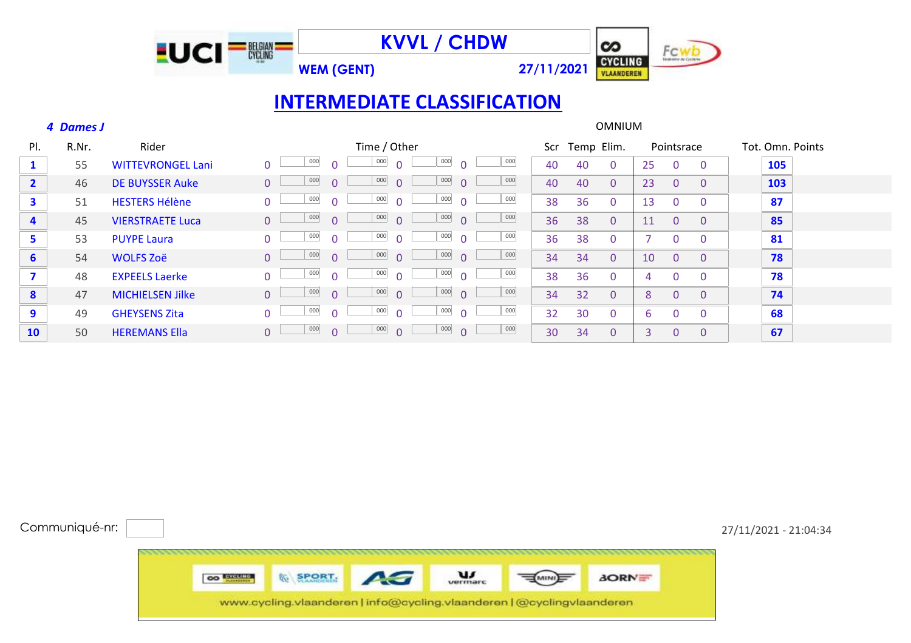# KVVL / CHDW

**WEM (GENT)** **27/11/2021**

## INTERMEDIATE CLASSIFICATION

***4 Dames J***

OMNIUM

| Pl. | R.Nr. | Rider | Time / Other | | | | | | | | Scr | Temp | Elim. | Pointsrace | | | Tot. Omn. Points |
|---|---|---|---|---|---|---|---|---|---|---|---|---|---|---|---|---|---|
| **1** | 55 | WITTEVRONGEL Lani | 0 | 000 | 0 | 000 | 0 | 000 | 0 | 000 | 40 | 40 | 0 | 25 | 0 | 0 | **105** |
| **2** | 46 | DE BUYSSER Auke | 0 | 000 | 0 | 000 | 0 | 000 | 0 | 000 | 40 | 40 | 0 | 23 | 0 | 0 | **103** |
| **3** | 51 | HESTERS Hélène | 0 | 000 | 0 | 000 | 0 | 000 | 0 | 000 | 38 | 36 | 0 | 13 | 0 | 0 | **87** |
| **4** | 45 | VIERSTRAETE Luca | 0 | 000 | 0 | 000 | 0 | 000 | 0 | 000 | 36 | 38 | 0 | 11 | 0 | 0 | **85** |
| **5** | 53 | PUYPE Laura | 0 | 000 | 0 | 000 | 0 | 000 | 0 | 000 | 36 | 38 | 0 | 7 | 0 | 0 | **81** |
| **6** | 54 | WOLFS Zoë | 0 | 000 | 0 | 000 | 0 | 000 | 0 | 000 | 34 | 34 | 0 | 10 | 0 | 0 | **78** |
| **7** | 48 | EXPEELS Laerke | 0 | 000 | 0 | 000 | 0 | 000 | 0 | 000 | 38 | 36 | 0 | 4 | 0 | 0 | **78** |
| **8** | 47 | MICHIELSEN Jilke | 0 | 000 | 0 | 000 | 0 | 000 | 0 | 000 | 34 | 32 | 0 | 8 | 0 | 0 | **74** |
| **9** | 49 | GHEYSENS Zita | 0 | 000 | 0 | 000 | 0 | 000 | 0 | 000 | 32 | 30 | 0 | 6 | 0 | 0 | **68** |
| **10** | 50 | HEREMANS Ella | 0 | 000 | 0 | 000 | 0 | 000 | 0 | 000 | 30 | 34 | 0 | 3 | 0 | 0 | **67** |

Communiqué-nr:

27/11/2021 - 21:04:34

www.cycling.vlaanderen | info@cycling.vlaanderen | @cyclingvlaanderen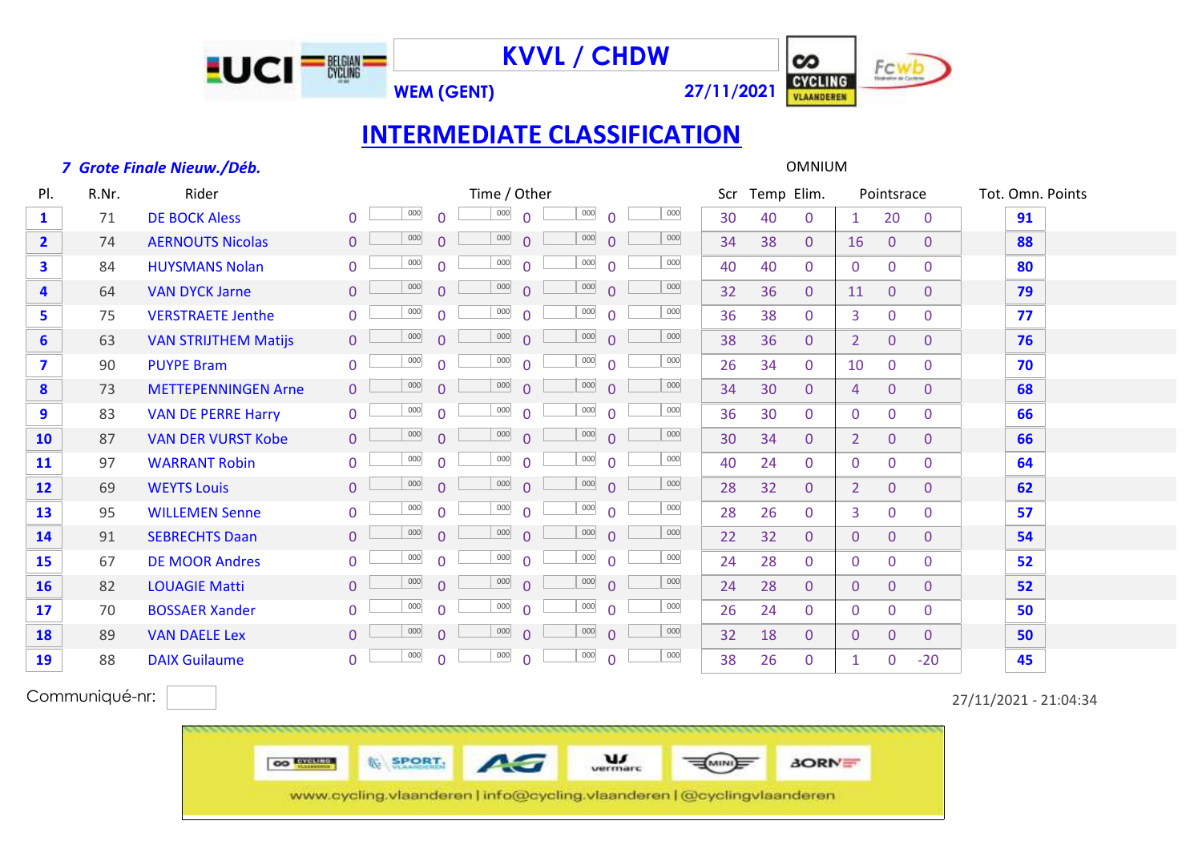# KVVL / CHDW

**WEM (GENT)** **27/11/2021**

## INTERMEDIATE CLASSIFICATION

***7 Grote Finale Nieuw./Déb.***

| Pl. | R.Nr. | Rider | Time / Other | | | | | | | | OMNIUM Scr | Temp | Elim. | Pointsrace | | | Tot. Omn. Points |
|---|---|---|---|---|---|---|---|---|---|---|---|---|---|---|---|---|---|
| 1 | 71 | DE BOCK Aless | 0 | 000 | 0 | 000 | 0 | 000 | 0 | 000 | 30 | 40 | 0 | 1 | 20 | 0 | 91 |
| 2 | 74 | AERNOUTS Nicolas | 0 | 000 | 0 | 000 | 0 | 000 | 0 | 000 | 34 | 38 | 0 | 16 | 0 | 0 | 88 |
| 3 | 84 | HUYSMANS Nolan | 0 | 000 | 0 | 000 | 0 | 000 | 0 | 000 | 40 | 40 | 0 | 0 | 0 | 0 | 80 |
| 4 | 64 | VAN DYCK Jarne | 0 | 000 | 0 | 000 | 0 | 000 | 0 | 000 | 32 | 36 | 0 | 11 | 0 | 0 | 79 |
| 5 | 75 | VERSTRAETE Jenthe | 0 | 000 | 0 | 000 | 0 | 000 | 0 | 000 | 36 | 38 | 0 | 3 | 0 | 0 | 77 |
| 6 | 63 | VAN STRIJTHEM Matijs | 0 | 000 | 0 | 000 | 0 | 000 | 0 | 000 | 38 | 36 | 0 | 2 | 0 | 0 | 76 |
| 7 | 90 | PUYPE Bram | 0 | 000 | 0 | 000 | 0 | 000 | 0 | 000 | 26 | 34 | 0 | 10 | 0 | 0 | 70 |
| 8 | 73 | METTEPENNINGEN Arne | 0 | 000 | 0 | 000 | 0 | 000 | 0 | 000 | 34 | 30 | 0 | 4 | 0 | 0 | 68 |
| 9 | 83 | VAN DE PERRE Harry | 0 | 000 | 0 | 000 | 0 | 000 | 0 | 000 | 36 | 30 | 0 | 0 | 0 | 0 | 66 |
| 10 | 87 | VAN DER VURST Kobe | 0 | 000 | 0 | 000 | 0 | 000 | 0 | 000 | 30 | 34 | 0 | 2 | 0 | 0 | 66 |
| 11 | 97 | WARRANT Robin | 0 | 000 | 0 | 000 | 0 | 000 | 0 | 000 | 40 | 24 | 0 | 0 | 0 | 0 | 64 |
| 12 | 69 | WEYTS Louis | 0 | 000 | 0 | 000 | 0 | 000 | 0 | 000 | 28 | 32 | 0 | 2 | 0 | 0 | 62 |
| 13 | 95 | WILLEMEN Senne | 0 | 000 | 0 | 000 | 0 | 000 | 0 | 000 | 28 | 26 | 0 | 3 | 0 | 0 | 57 |
| 14 | 91 | SEBRECHTS Daan | 0 | 000 | 0 | 000 | 0 | 000 | 0 | 000 | 22 | 32 | 0 | 0 | 0 | 0 | 54 |
| 15 | 67 | DE MOOR Andres | 0 | 000 | 0 | 000 | 0 | 000 | 0 | 000 | 24 | 28 | 0 | 0 | 0 | 0 | 52 |
| 16 | 82 | LOUAGIE Matti | 0 | 000 | 0 | 000 | 0 | 000 | 0 | 000 | 24 | 28 | 0 | 0 | 0 | 0 | 52 |
| 17 | 70 | BOSSAER Xander | 0 | 000 | 0 | 000 | 0 | 000 | 0 | 000 | 26 | 24 | 0 | 0 | 0 | 0 | 50 |
| 18 | 89 | VAN DAELE Lex | 0 | 000 | 0 | 000 | 0 | 000 | 0 | 000 | 32 | 18 | 0 | 0 | 0 | 0 | 50 |
| 19 | 88 | DAIX Guilaume | 0 | 000 | 0 | 000 | 0 | 000 | 0 | 000 | 38 | 26 | 0 | 1 | 0 | -20 | 45 |

Communiqué-nr:

27/11/2021 - 21:04:34

www.cycling.vlaanderen | info@cycling.vlaanderen | @cyclingvlaanderen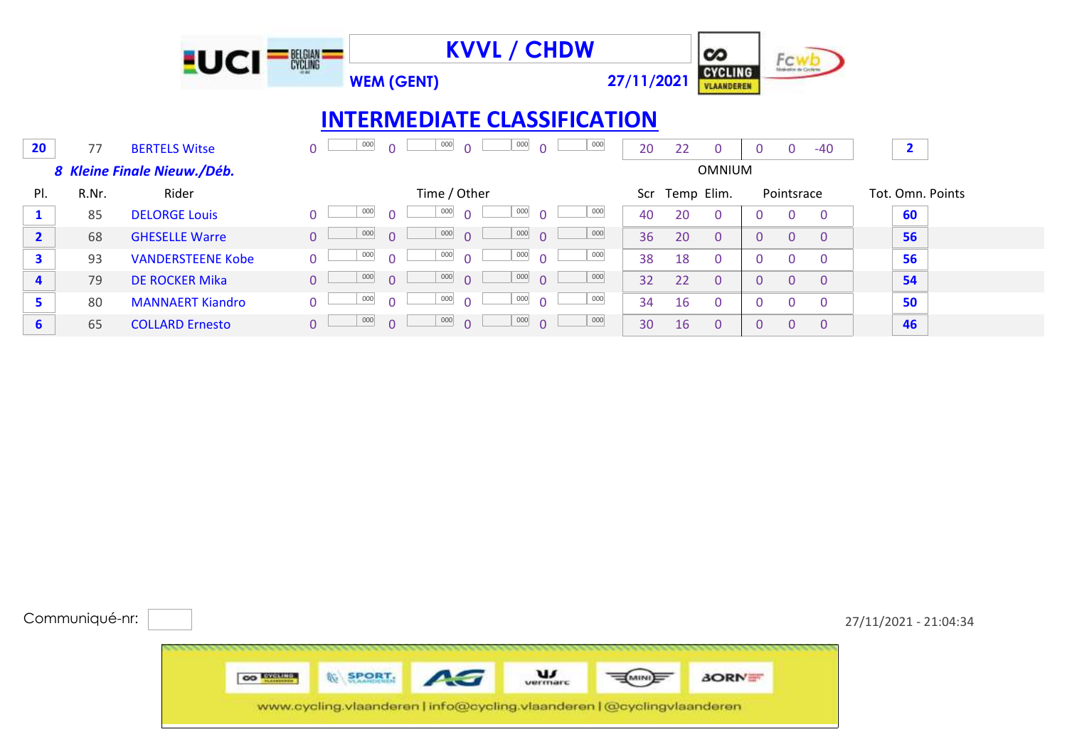KVVL / CHDW

WEM (GENT) 27/11/2021

# INTERMEDIATE CLASSIFICATION

| | | | | | | | | | | | | | | | | | | | |
|---|---|---|---|---|---|---|---|---|---|---|---|---|---|---|---|---|---|---|---|
| 20 | 77 | BERTELS Witse | 0 | 000 | 0 | 000 | 0 | 000 | 0 | 000 | 20 | 22 | 0 | 0 | 0 | -40 | 2 |

*8 Kleine Finale Nieuw./Déb.*

| | | | | | | | | | | | OMNIUM | | | | | | |
|---|---|---|---|---|---|---|---|---|---|---|---|---|---|---|---|---|---|
| Pl. | R.Nr. | Rider | Time / Other | | | | | | | | Scr | Temp | Elim. | Pointsrace | | | Tot. Omn. Points |
| 1 | 85 | DELORGE Louis | 0 | 000 | 0 | 000 | 0 | 000 | 0 | 000 | 40 | 20 | 0 | 0 | 0 | 0 | 60 |
| 2 | 68 | GHESELLE Warre | 0 | 000 | 0 | 000 | 0 | 000 | 0 | 000 | 36 | 20 | 0 | 0 | 0 | 0 | 56 |
| 3 | 93 | VANDERSTEENE Kobe | 0 | 000 | 0 | 000 | 0 | 000 | 0 | 000 | 38 | 18 | 0 | 0 | 0 | 0 | 56 |
| 4 | 79 | DE ROCKER Mika | 0 | 000 | 0 | 000 | 0 | 000 | 0 | 000 | 32 | 22 | 0 | 0 | 0 | 0 | 54 |
| 5 | 80 | MANNAERT Kiandro | 0 | 000 | 0 | 000 | 0 | 000 | 0 | 000 | 34 | 16 | 0 | 0 | 0 | 0 | 50 |
| 6 | 65 | COLLARD Ernesto | 0 | 000 | 0 | 000 | 0 | 000 | 0 | 000 | 30 | 16 | 0 | 0 | 0 | 0 | 46 |

Communiqué-nr:

27/11/2021 - 21:04:34

www.cycling.vlaanderen | info@cycling.vlaanderen | @cyclingvlaanderen